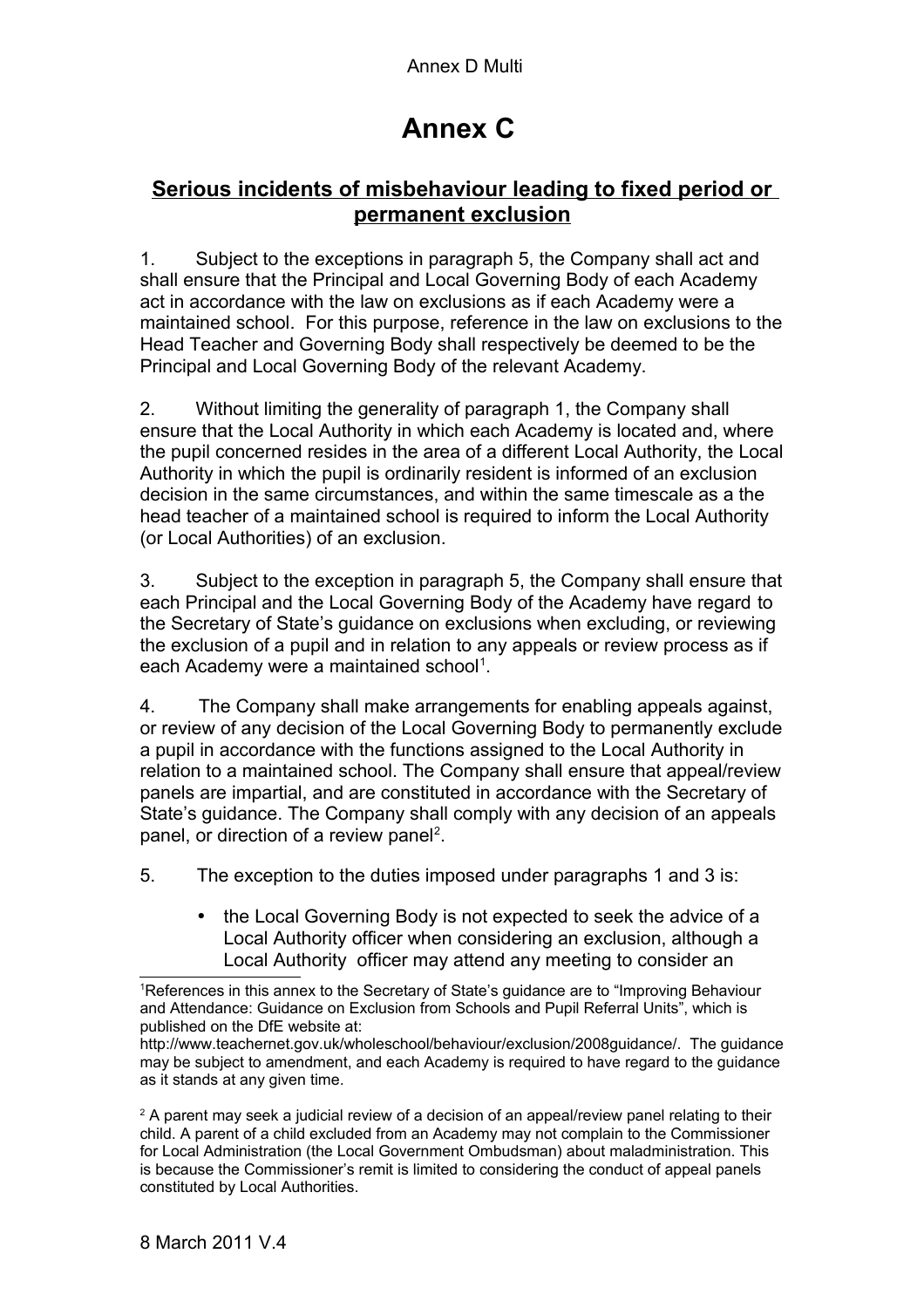# Annex C

## Serious incidents of misbehaviour leading to fixed period or permanent exclusion

1. Subject to the exceptions in paragraph 5, the Company shall act and shall ensure that the Principal and Local Governing Body of each Academy act in accordance with the law on exclusions as if each Academy were a maintained school. For this purpose, reference in the law on exclusions to the Head Teacher and Governing Body shall respectively be deemed to be the Principal and Local Governing Body of the relevant Academy.

2. Without limiting the generality of paragraph 1, the Company shall ensure that the Local Authority in which each Academy is located and, where the pupil concerned resides in the area of a different Local Authority, the Local Authority in which the pupil is ordinarily resident is informed of an exclusion decision in the same circumstances, and within the same timescale as a the head teacher of a maintained school is required to inform the Local Authority (or Local Authorities) of an exclusion.

3. Subject to the exception in paragraph 5, the Company shall ensure that each Principal and the Local Governing Body of the Academy have regard to the Secretary of State's guidance on exclusions when excluding, or reviewing the exclusion of a pupil and in relation to any appeals or review process as if each Academy were a maintained school[1].

4. The Company shall make arrangements for enabling appeals against, or review of any decision of the Local Governing Body to permanently exclude a pupil in accordance with the functions assigned to the Local Authority in relation to a maintained school. The Company shall ensure that appeal/review panels are impartial, and are constituted in accordance with the Secretary of State's guidance. The Company shall comply with any decision of an appeals panel, or direction of a review panel[2].

5. The exception to the duties imposed under paragraphs 1 and 3 is:

- the Local Governing Body is not expected to seek the advice of a Local Authority officer when considering an exclusion, although a Local Authority officer may attend any meeting to consider an

---

[1] References in this annex to the Secretary of State's guidance are to "Improving Behaviour and Attendance: Guidance on Exclusion from Schools and Pupil Referral Units", which is published on the DfE website at: http://www.teachernet.gov.uk/wholeschool/behaviour/exclusion/2008guidance/. The guidance may be subject to amendment, and each Academy is required to have regard to the guidance as it stands at any given time.

[2] A parent may seek a judicial review of a decision of an appeal/review panel relating to their child. A parent of a child excluded from an Academy may not complain to the Commissioner for Local Administration (the Local Government Ombudsman) about maladministration. This is because the Commissioner's remit is limited to considering the conduct of appeal panels constituted by Local Authorities.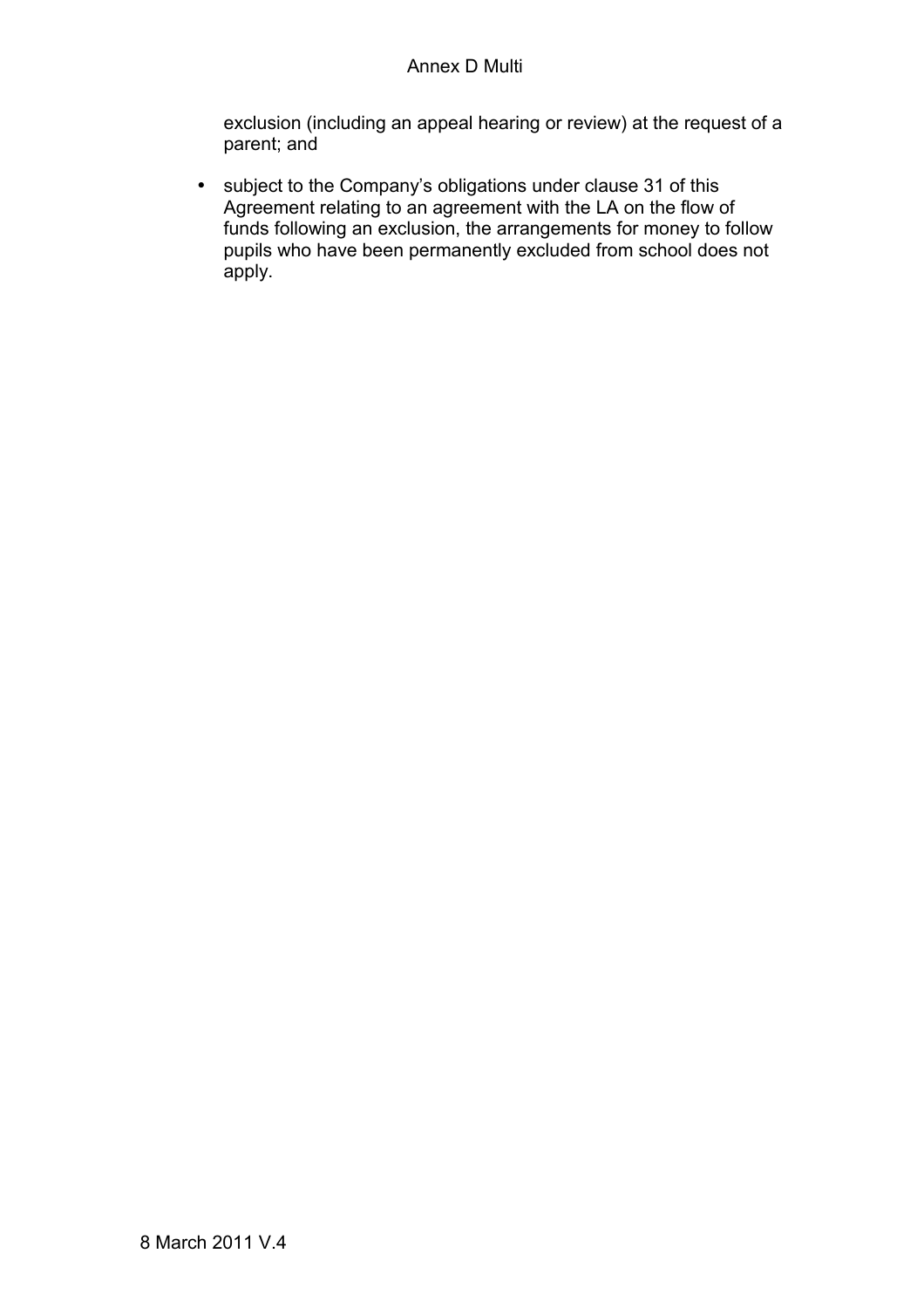exclusion (including an appeal hearing or review) at the request of a parent; and

- subject to the Company's obligations under clause 31 of this Agreement relating to an agreement with the LA on the flow of funds following an exclusion, the arrangements for money to follow pupils who have been permanently excluded from school does not apply.